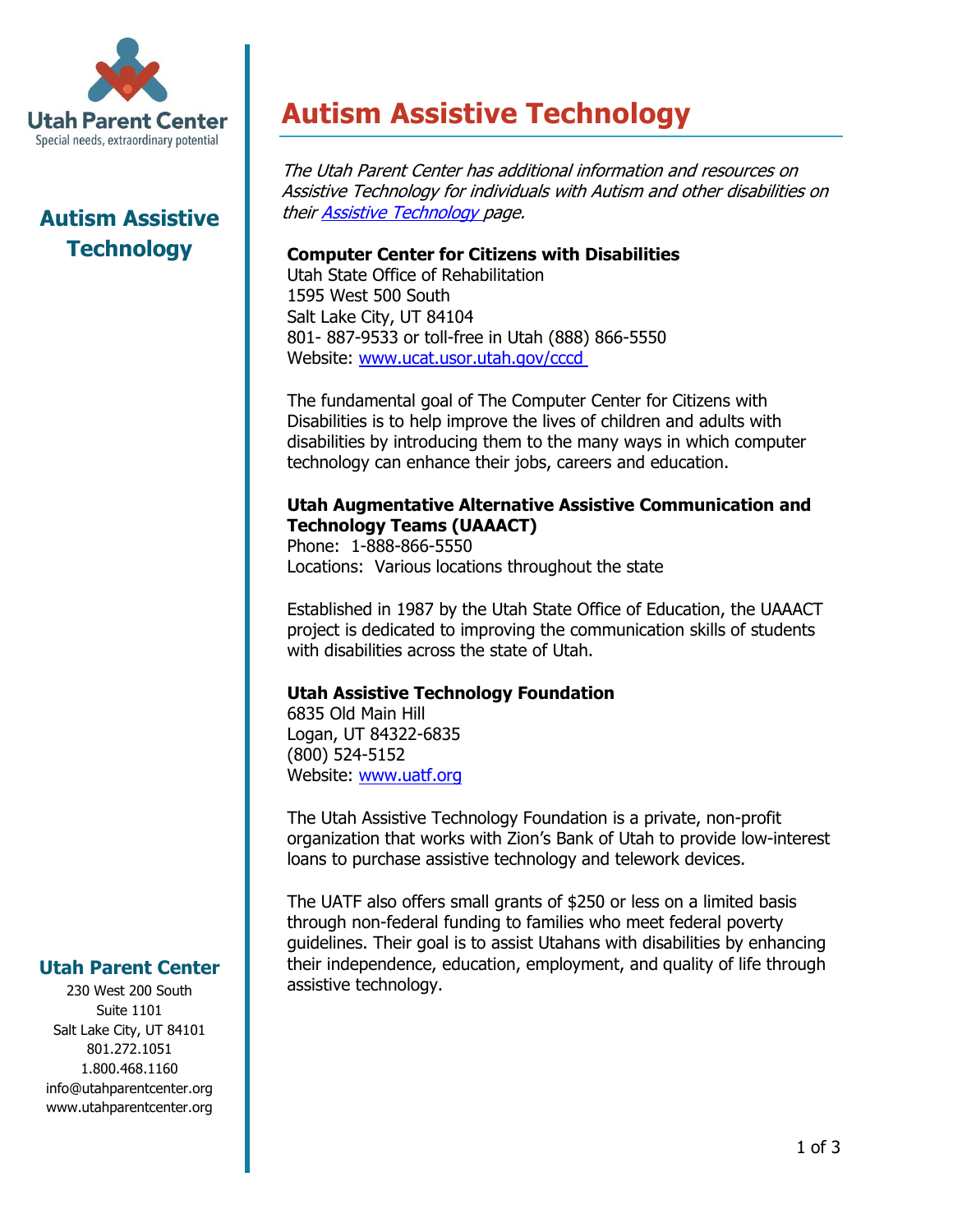# Autism Assistive Technology

*The Utah Parent Center has additional information and resources on Assistive Technology for individuals with Autism and other disabilities on their [Assistive Technology](#) page.*

**Computer Center for Citizens with Disabilities**
Utah State Office of Rehabilitation
1595 West 500 South
Salt Lake City, UT 84104
801- 887-9533 or toll-free in Utah (888) 866-5550
Website: [www.ucat.usor.utah.gov/cccd](http://www.ucat.usor.utah.gov/cccd)

The fundamental goal of The Computer Center for Citizens with Disabilities is to help improve the lives of children and adults with disabilities by introducing them to the many ways in which computer technology can enhance their jobs, careers and education.

**Utah Augmentative Alternative Assistive Communication and Technology Teams (UAAACT)**
Phone: 1-888-866-5550
Locations: Various locations throughout the state

Established in 1987 by the Utah State Office of Education, the UAAACT project is dedicated to improving the communication skills of students with disabilities across the state of Utah.

**Utah Assistive Technology Foundation**
6835 Old Main Hill
Logan, UT 84322-6835
(800) 524-5152
Website: [www.uatf.org](http://www.uatf.org)

The Utah Assistive Technology Foundation is a private, non-profit organization that works with Zion's Bank of Utah to provide low-interest loans to purchase assistive technology and telework devices.

The UATF also offers small grants of $250 or less on a limited basis through non-federal funding to families who meet federal poverty guidelines. Their goal is to assist Utahans with disabilities by enhancing their independence, education, employment, and quality of life through assistive technology.

**Utah Parent Center**
230 West 200 South
Suite 1101
Salt Lake City, UT 84101
801.272.1051
1.800.468.1160
info@utahparentcenter.org
www.utahparentcenter.org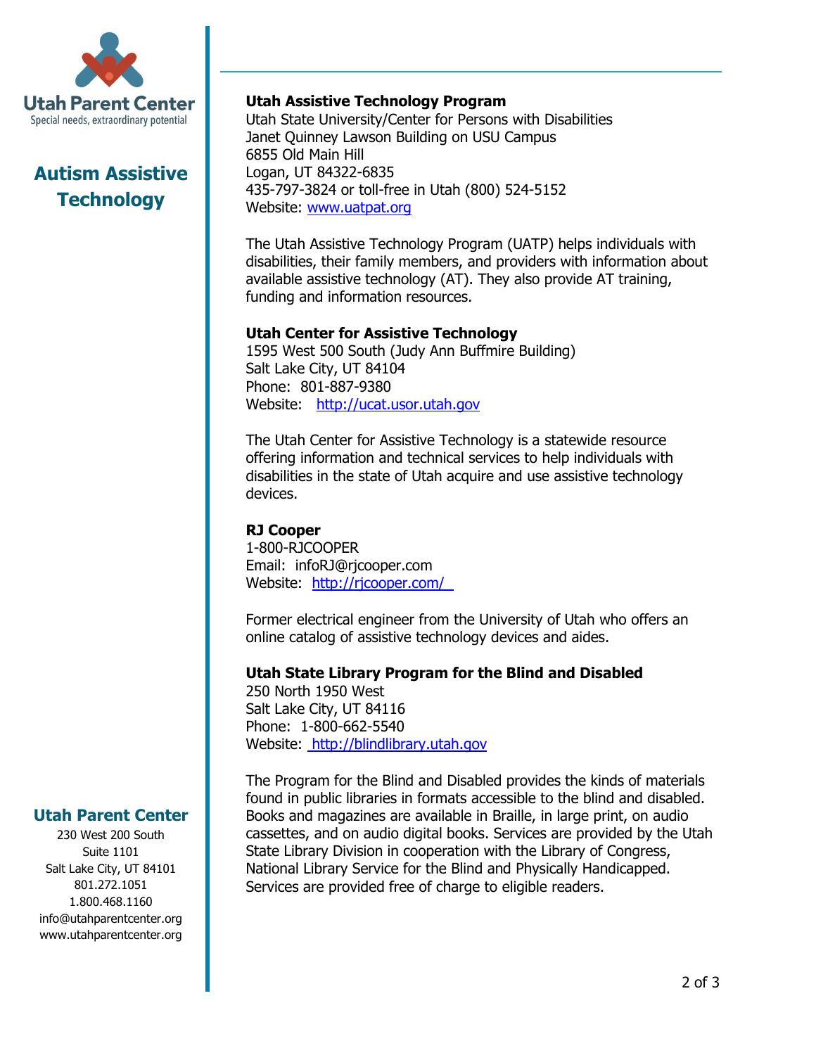**Autism Assistive Technology**

### Utah Assistive Technology Program

Utah State University/Center for Persons with Disabilities
Janet Quinney Lawson Building on USU Campus
6855 Old Main Hill
Logan, UT 84322-6835
435-797-3824 or toll-free in Utah (800) 524-5152
Website: www.uatpat.org

The Utah Assistive Technology Program (UATP) helps individuals with disabilities, their family members, and providers with information about available assistive technology (AT). They also provide AT training, funding and information resources.

### Utah Center for Assistive Technology

1595 West 500 South (Judy Ann Buffmire Building)
Salt Lake City, UT 84104
Phone: 801-887-9380
Website: http://ucat.usor.utah.gov

The Utah Center for Assistive Technology is a statewide resource offering information and technical services to help individuals with disabilities in the state of Utah acquire and use assistive technology devices.

### RJ Cooper

1-800-RJCOOPER
Email: infoRJ@rjcooper.com
Website: http://rjcooper.com/

Former electrical engineer from the University of Utah who offers an online catalog of assistive technology devices and aides.

### Utah State Library Program for the Blind and Disabled

250 North 1950 West
Salt Lake City, UT 84116
Phone: 1-800-662-5540
Website: http://blindlibrary.utah.gov

The Program for the Blind and Disabled provides the kinds of materials found in public libraries in formats accessible to the blind and disabled. Books and magazines are available in Braille, in large print, on audio cassettes, and on audio digital books. Services are provided by the Utah State Library Division in cooperation with the Library of Congress, National Library Service for the Blind and Physically Handicapped. Services are provided free of charge to eligible readers.

**Utah Parent Center**
230 West 200 South
Suite 1101
Salt Lake City, UT 84101
801.272.1051
1.800.468.1160
info@utahparentcenter.org
www.utahparentcenter.org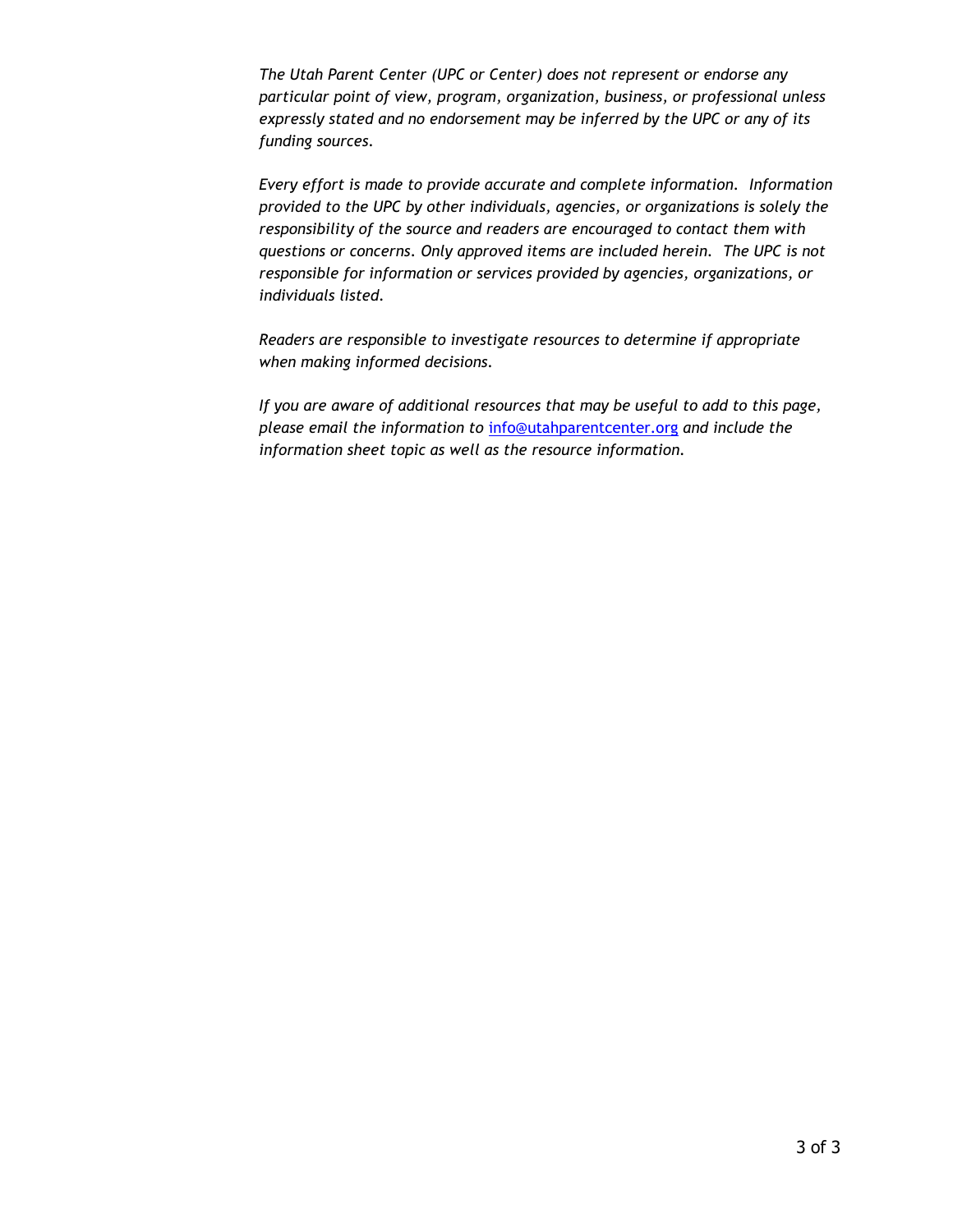*The Utah Parent Center (UPC or Center) does not represent or endorse any particular point of view, program, organization, business, or professional unless expressly stated and no endorsement may be inferred by the UPC or any of its funding sources.*

*Every effort is made to provide accurate and complete information. Information provided to the UPC by other individuals, agencies, or organizations is solely the responsibility of the source and readers are encouraged to contact them with questions or concerns. Only approved items are included herein. The UPC is not responsible for information or services provided by agencies, organizations, or individuals listed.*

*Readers are responsible to investigate resources to determine if appropriate when making informed decisions.*

*If you are aware of additional resources that may be useful to add to this page, please email the information to* info@utahparentcenter.org *and include the information sheet topic as well as the resource information.*